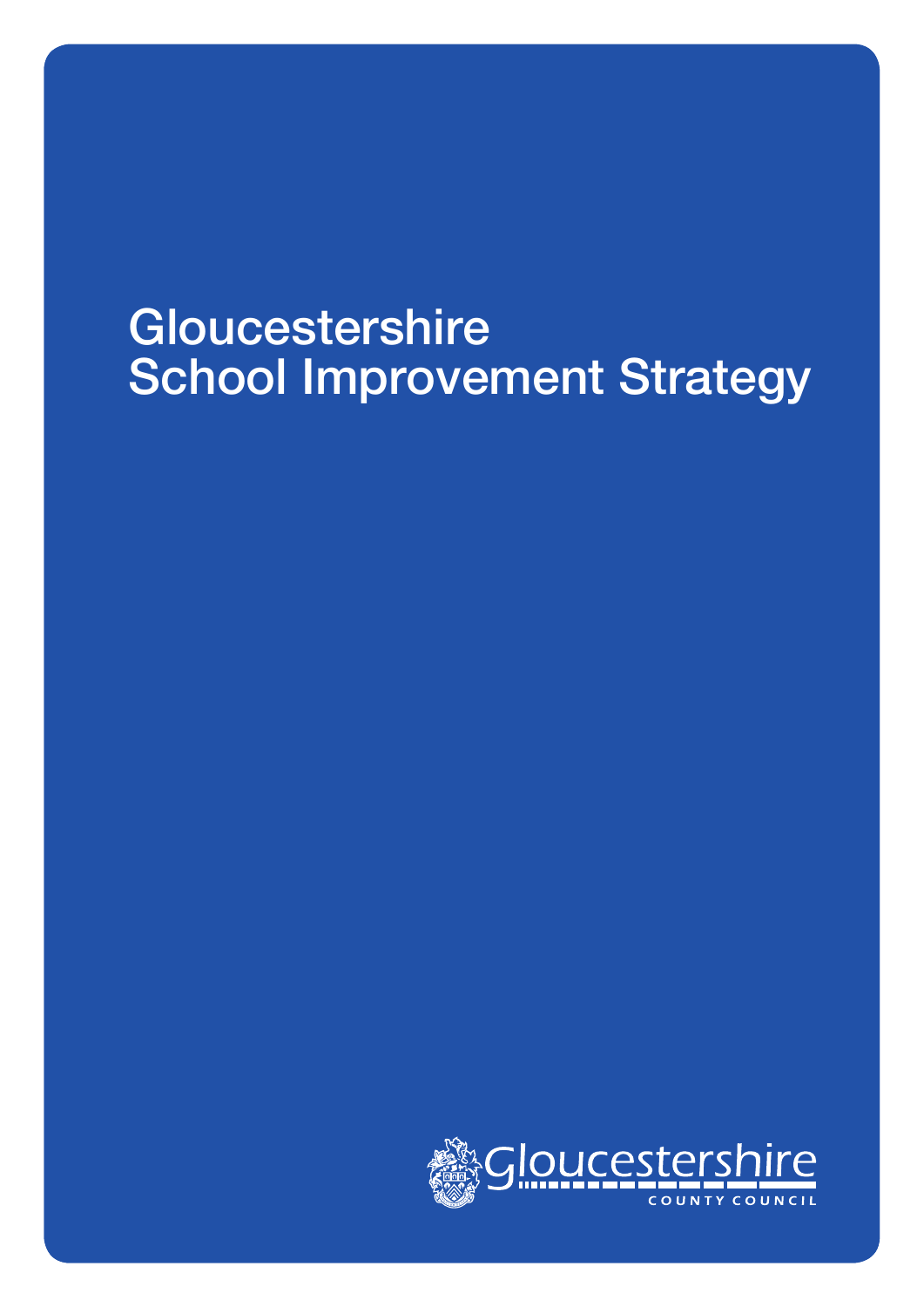# Gloucestershire School Improvement Strategy

Gloucestershire
COUNTY COUNCIL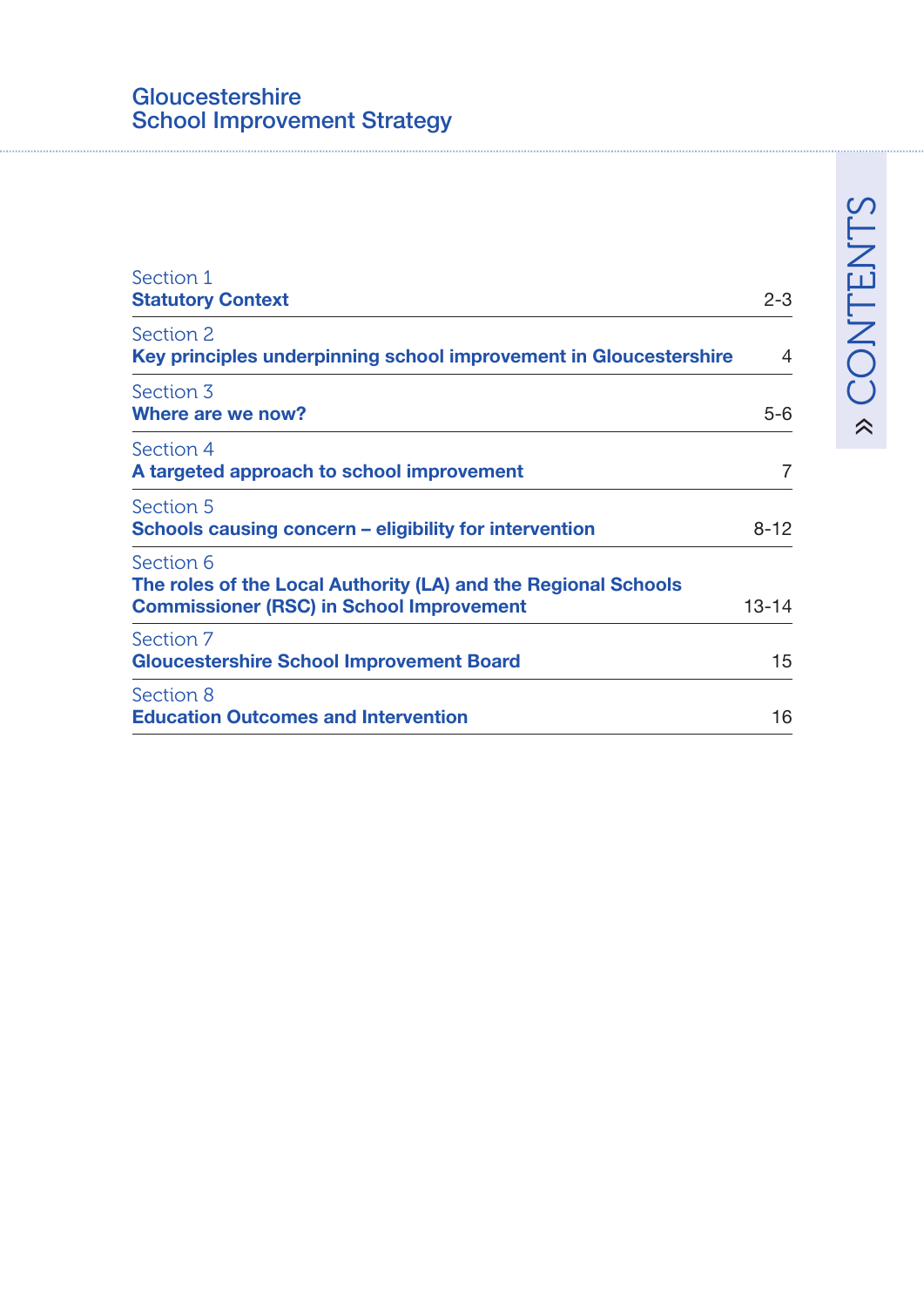# Gloucestershire School Improvement Strategy

## CONTENTS

| Section | Page |
|---|---|
| Section 1<br>**Statutory Context** | 2-3 |
| Section 2<br>**Key principles underpinning school improvement in Gloucestershire** | 4 |
| Section 3<br>**Where are we now?** | 5-6 |
| Section 4<br>**A targeted approach to school improvement** | 7 |
| Section 5<br>**Schools causing concern – eligibility for intervention** | 8-12 |
| Section 6<br>**The roles of the Local Authority (LA) and the Regional Schools Commissioner (RSC) in School Improvement** | 13-14 |
| Section 7<br>**Gloucestershire School Improvement Board** | 15 |
| Section 8<br>**Education Outcomes and Intervention** | 16 |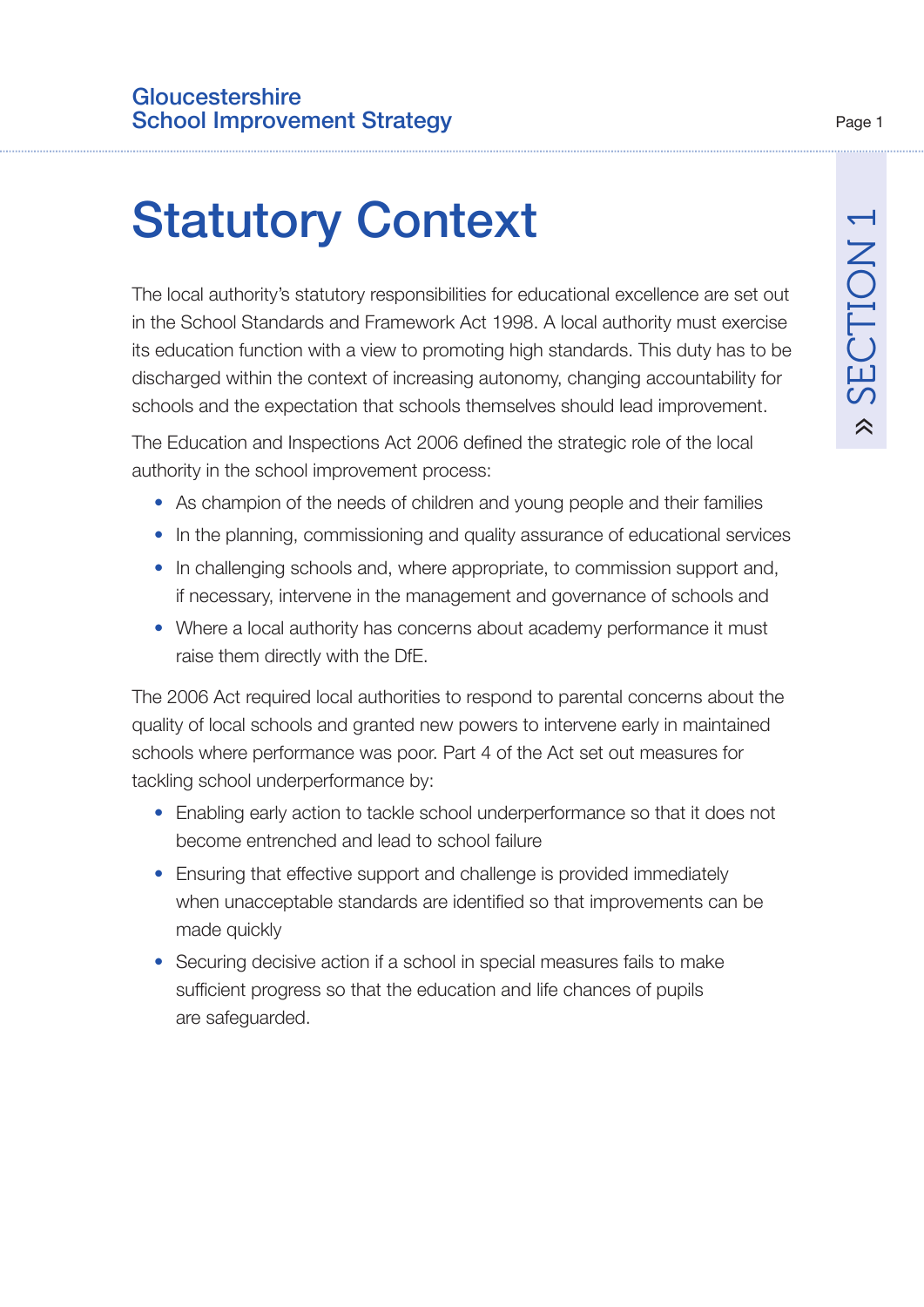# Statutory Context

The local authority's statutory responsibilities for educational excellence are set out in the School Standards and Framework Act 1998. A local authority must exercise its education function with a view to promoting high standards. This duty has to be discharged within the context of increasing autonomy, changing accountability for schools and the expectation that schools themselves should lead improvement.

The Education and Inspections Act 2006 defined the strategic role of the local authority in the school improvement process:

- As champion of the needs of children and young people and their families
- In the planning, commissioning and quality assurance of educational services
- In challenging schools and, where appropriate, to commission support and, if necessary, intervene in the management and governance of schools and
- Where a local authority has concerns about academy performance it must raise them directly with the DfE.

The 2006 Act required local authorities to respond to parental concerns about the quality of local schools and granted new powers to intervene early in maintained schools where performance was poor. Part 4 of the Act set out measures for tackling school underperformance by:

- Enabling early action to tackle school underperformance so that it does not become entrenched and lead to school failure
- Ensuring that effective support and challenge is provided immediately when unacceptable standards are identified so that improvements can be made quickly
- Securing decisive action if a school in special measures fails to make sufficient progress so that the education and life chances of pupils are safeguarded.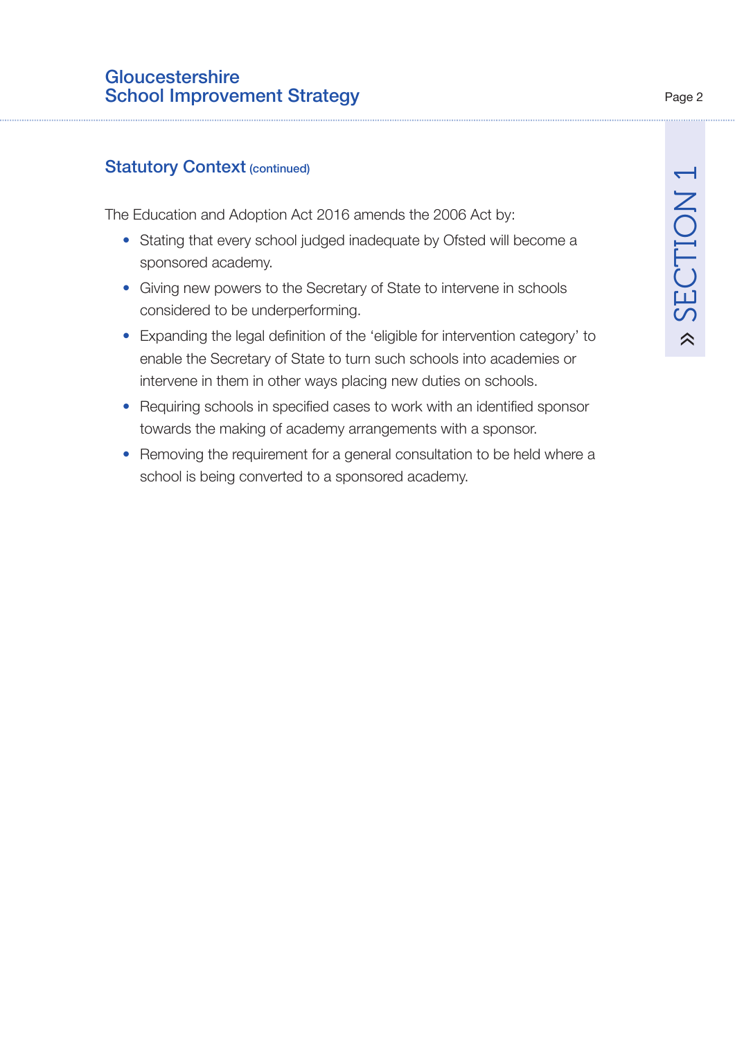## Statutory Context (continued)

The Education and Adoption Act 2016 amends the 2006 Act by:

- Stating that every school judged inadequate by Ofsted will become a sponsored academy.
- Giving new powers to the Secretary of State to intervene in schools considered to be underperforming.
- Expanding the legal definition of the 'eligible for intervention category' to enable the Secretary of State to turn such schools into academies or intervene in them in other ways placing new duties on schools.
- Requiring schools in specified cases to work with an identified sponsor towards the making of academy arrangements with a sponsor.
- Removing the requirement for a general consultation to be held where a school is being converted to a sponsored academy.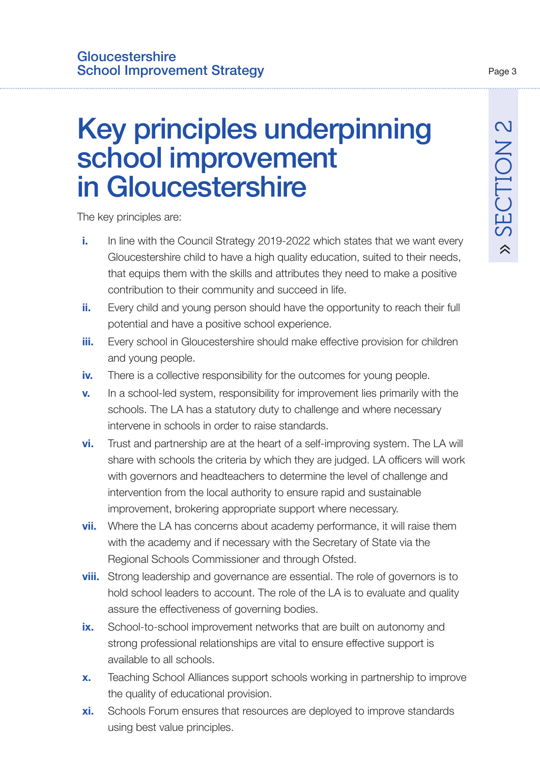# Key principles underpinning school improvement in Gloucestershire

The key principles are:

- **i.** In line with the Council Strategy 2019-2022 which states that we want every Gloucestershire child to have a high quality education, suited to their needs, that equips them with the skills and attributes they need to make a positive contribution to their community and succeed in life.
- **ii.** Every child and young person should have the opportunity to reach their full potential and have a positive school experience.
- **iii.** Every school in Gloucestershire should make effective provision for children and young people.
- **iv.** There is a collective responsibility for the outcomes for young people.
- **v.** In a school-led system, responsibility for improvement lies primarily with the schools. The LA has a statutory duty to challenge and where necessary intervene in schools in order to raise standards.
- **vi.** Trust and partnership are at the heart of a self-improving system. The LA will share with schools the criteria by which they are judged. LA officers will work with governors and headteachers to determine the level of challenge and intervention from the local authority to ensure rapid and sustainable improvement, brokering appropriate support where necessary.
- **vii.** Where the LA has concerns about academy performance, it will raise them with the academy and if necessary with the Secretary of State via the Regional Schools Commissioner and through Ofsted.
- **viii.** Strong leadership and governance are essential. The role of governors is to hold school leaders to account. The role of the LA is to evaluate and quality assure the effectiveness of governing bodies.
- **ix.** School-to-school improvement networks that are built on autonomy and strong professional relationships are vital to ensure effective support is available to all schools.
- **x.** Teaching School Alliances support schools working in partnership to improve the quality of educational provision.
- **xi.** Schools Forum ensures that resources are deployed to improve standards using best value principles.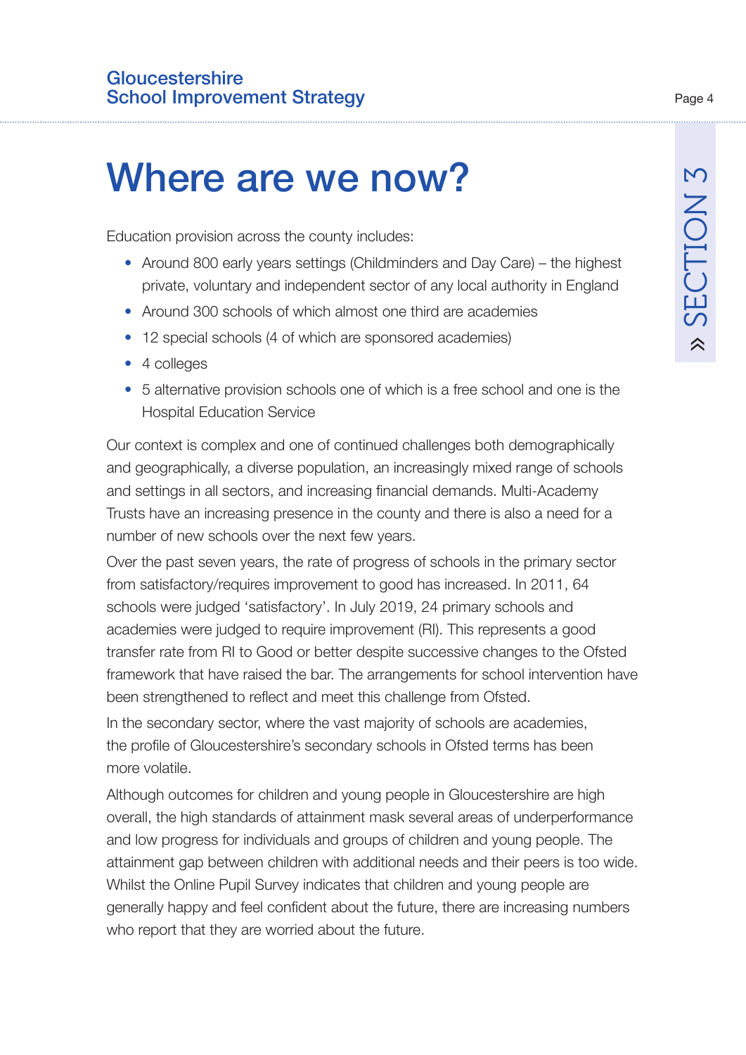# Where are we now?

Education provision across the county includes:

- Around 800 early years settings (Childminders and Day Care) – the highest private, voluntary and independent sector of any local authority in England
- Around 300 schools of which almost one third are academies
- 12 special schools (4 of which are sponsored academies)
- 4 colleges
- 5 alternative provision schools one of which is a free school and one is the Hospital Education Service

Our context is complex and one of continued challenges both demographically and geographically, a diverse population, an increasingly mixed range of schools and settings in all sectors, and increasing financial demands. Multi-Academy Trusts have an increasing presence in the county and there is also a need for a number of new schools over the next few years.

Over the past seven years, the rate of progress of schools in the primary sector from satisfactory/requires improvement to good has increased. In 2011, 64 schools were judged 'satisfactory'. In July 2019, 24 primary schools and academies were judged to require improvement (RI). This represents a good transfer rate from RI to Good or better despite successive changes to the Ofsted framework that have raised the bar. The arrangements for school intervention have been strengthened to reflect and meet this challenge from Ofsted.

In the secondary sector, where the vast majority of schools are academies, the profile of Gloucestershire's secondary schools in Ofsted terms has been more volatile.

Although outcomes for children and young people in Gloucestershire are high overall, the high standards of attainment mask several areas of underperformance and low progress for individuals and groups of children and young people. The attainment gap between children with additional needs and their peers is too wide. Whilst the Online Pupil Survey indicates that children and young people are generally happy and feel confident about the future, there are increasing numbers who report that they are worried about the future.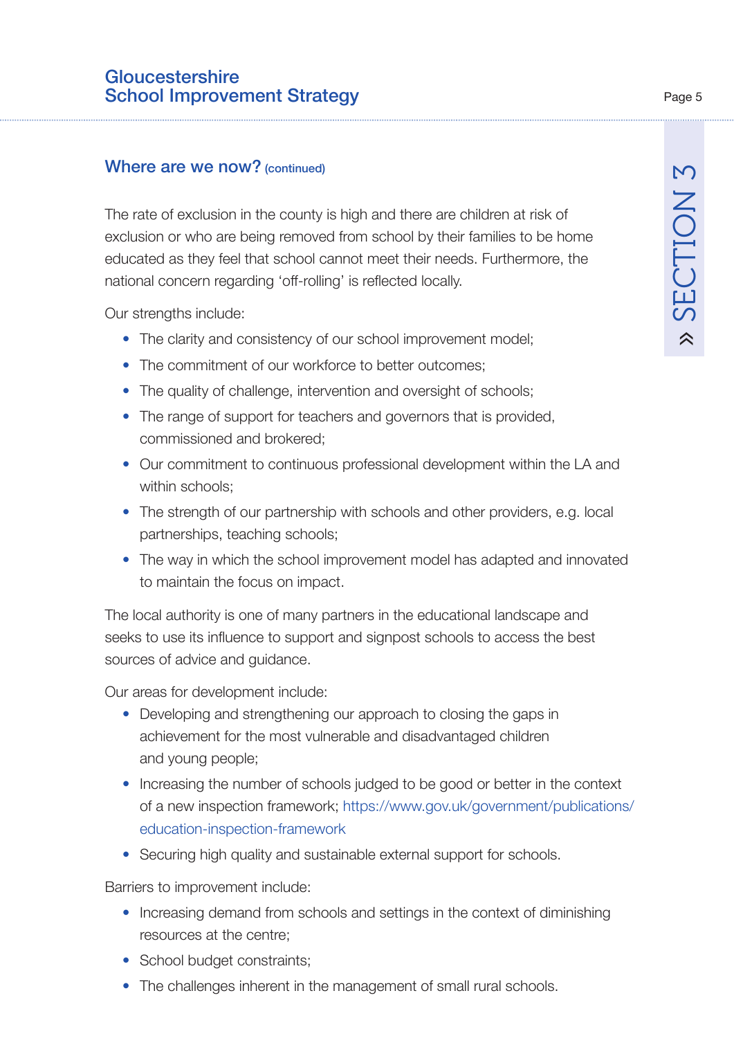## Where are we now? (continued)

The rate of exclusion in the county is high and there are children at risk of exclusion or who are being removed from school by their families to be home educated as they feel that school cannot meet their needs. Furthermore, the national concern regarding 'off-rolling' is reflected locally.

Our strengths include:

- The clarity and consistency of our school improvement model;
- The commitment of our workforce to better outcomes;
- The quality of challenge, intervention and oversight of schools;
- The range of support for teachers and governors that is provided, commissioned and brokered;
- Our commitment to continuous professional development within the LA and within schools;
- The strength of our partnership with schools and other providers, e.g. local partnerships, teaching schools;
- The way in which the school improvement model has adapted and innovated to maintain the focus on impact.

The local authority is one of many partners in the educational landscape and seeks to use its influence to support and signpost schools to access the best sources of advice and guidance.

Our areas for development include:

- Developing and strengthening our approach to closing the gaps in achievement for the most vulnerable and disadvantaged children and young people;
- Increasing the number of schools judged to be good or better in the context of a new inspection framework; https://www.gov.uk/government/publications/education-inspection-framework
- Securing high quality and sustainable external support for schools.

Barriers to improvement include:

- Increasing demand from schools and settings in the context of diminishing resources at the centre;
- School budget constraints;
- The challenges inherent in the management of small rural schools.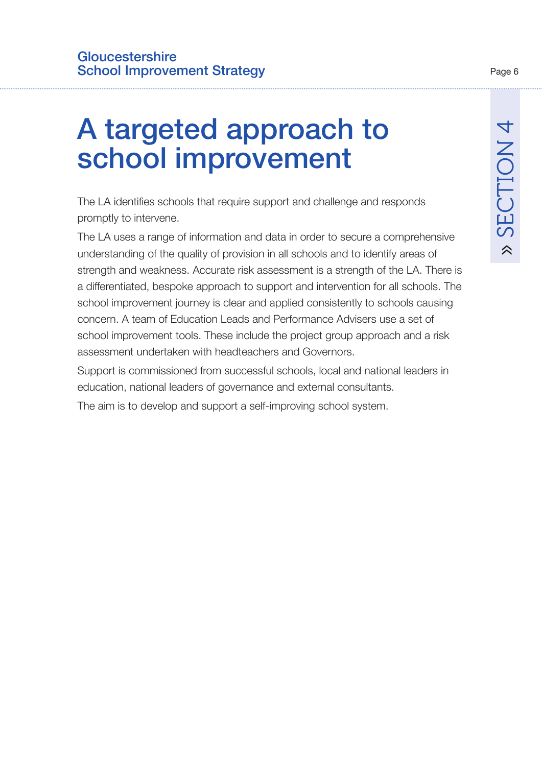# A targeted approach to school improvement

The LA identifies schools that require support and challenge and responds promptly to intervene.

The LA uses a range of information and data in order to secure a comprehensive understanding of the quality of provision in all schools and to identify areas of strength and weakness. Accurate risk assessment is a strength of the LA. There is a differentiated, bespoke approach to support and intervention for all schools. The school improvement journey is clear and applied consistently to schools causing concern. A team of Education Leads and Performance Advisers use a set of school improvement tools. These include the project group approach and a risk assessment undertaken with headteachers and Governors.

Support is commissioned from successful schools, local and national leaders in education, national leaders of governance and external consultants.

The aim is to develop and support a self-improving school system.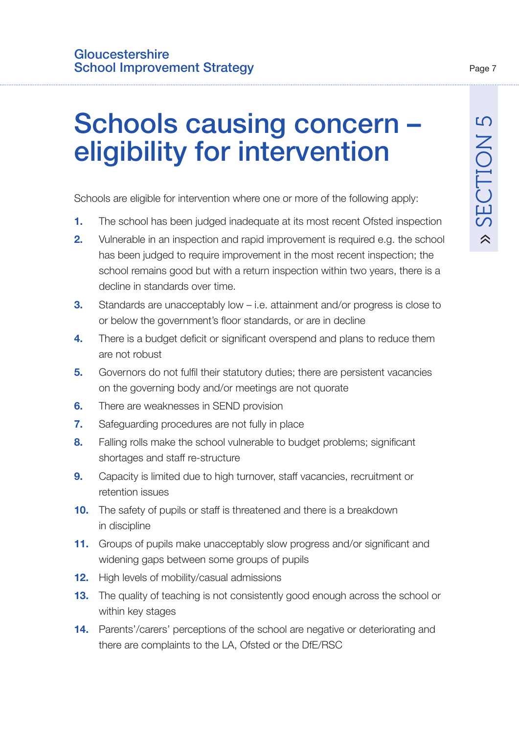# Schools causing concern – eligibility for intervention

Schools are eligible for intervention where one or more of the following apply:

1. The school has been judged inadequate at its most recent Ofsted inspection
2. Vulnerable in an inspection and rapid improvement is required e.g. the school has been judged to require improvement in the most recent inspection; the school remains good but with a return inspection within two years, there is a decline in standards over time.
3. Standards are unacceptably low – i.e. attainment and/or progress is close to or below the government's floor standards, or are in decline
4. There is a budget deficit or significant overspend and plans to reduce them are not robust
5. Governors do not fulfil their statutory duties; there are persistent vacancies on the governing body and/or meetings are not quorate
6. There are weaknesses in SEND provision
7. Safeguarding procedures are not fully in place
8. Falling rolls make the school vulnerable to budget problems; significant shortages and staff re-structure
9. Capacity is limited due to high turnover, staff vacancies, recruitment or retention issues
10. The safety of pupils or staff is threatened and there is a breakdown in discipline
11. Groups of pupils make unacceptably slow progress and/or significant and widening gaps between some groups of pupils
12. High levels of mobility/casual admissions
13. The quality of teaching is not consistently good enough across the school or within key stages
14. Parents'/carers' perceptions of the school are negative or deteriorating and there are complaints to the LA, Ofsted or the DfE/RSC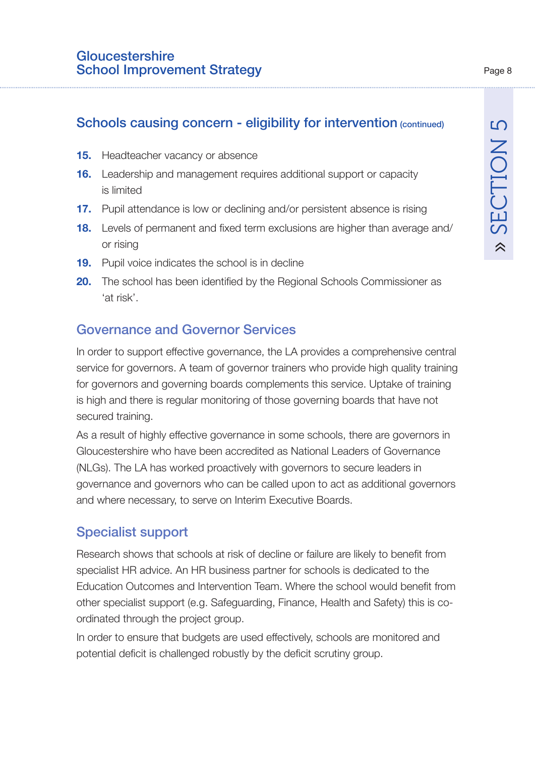## Schools causing concern - eligibility for intervention (continued)

15. Headteacher vacancy or absence
16. Leadership and management requires additional support or capacity is limited
17. Pupil attendance is low or declining and/or persistent absence is rising
18. Levels of permanent and fixed term exclusions are higher than average and/or rising
19. Pupil voice indicates the school is in decline
20. The school has been identified by the Regional Schools Commissioner as 'at risk'.

### Governance and Governor Services

In order to support effective governance, the LA provides a comprehensive central service for governors. A team of governor trainers who provide high quality training for governors and governing boards complements this service. Uptake of training is high and there is regular monitoring of those governing boards that have not secured training.

As a result of highly effective governance in some schools, there are governors in Gloucestershire who have been accredited as National Leaders of Governance (NLGs). The LA has worked proactively with governors to secure leaders in governance and governors who can be called upon to act as additional governors and where necessary, to serve on Interim Executive Boards.

### Specialist support

Research shows that schools at risk of decline or failure are likely to benefit from specialist HR advice. An HR business partner for schools is dedicated to the Education Outcomes and Intervention Team. Where the school would benefit from other specialist support (e.g. Safeguarding, Finance, Health and Safety) this is co-ordinated through the project group.

In order to ensure that budgets are used effectively, schools are monitored and potential deficit is challenged robustly by the deficit scrutiny group.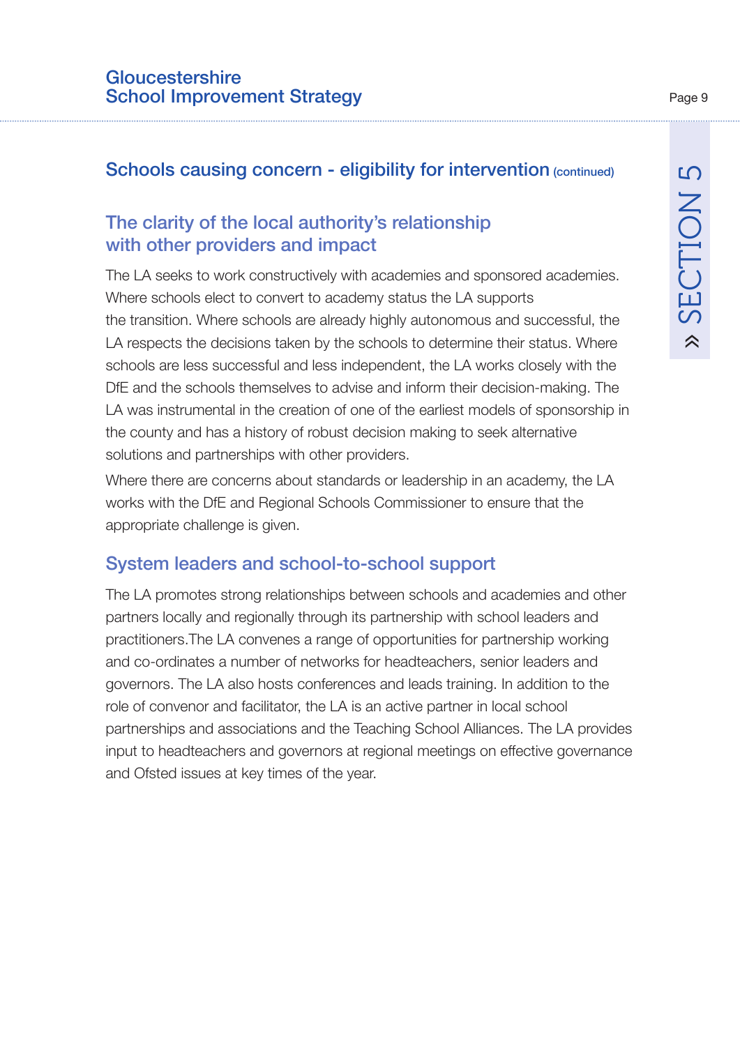## Schools causing concern - eligibility for intervention (continued)

### The clarity of the local authority's relationship with other providers and impact

The LA seeks to work constructively with academies and sponsored academies. Where schools elect to convert to academy status the LA supports the transition. Where schools are already highly autonomous and successful, the LA respects the decisions taken by the schools to determine their status. Where schools are less successful and less independent, the LA works closely with the DfE and the schools themselves to advise and inform their decision-making. The LA was instrumental in the creation of one of the earliest models of sponsorship in the county and has a history of robust decision making to seek alternative solutions and partnerships with other providers.

Where there are concerns about standards or leadership in an academy, the LA works with the DfE and Regional Schools Commissioner to ensure that the appropriate challenge is given.

### System leaders and school-to-school support

The LA promotes strong relationships between schools and academies and other partners locally and regionally through its partnership with school leaders and practitioners.The LA convenes a range of opportunities for partnership working and co-ordinates a number of networks for headteachers, senior leaders and governors. The LA also hosts conferences and leads training. In addition to the role of convenor and facilitator, the LA is an active partner in local school partnerships and associations and the Teaching School Alliances. The LA provides input to headteachers and governors at regional meetings on effective governance and Ofsted issues at key times of the year.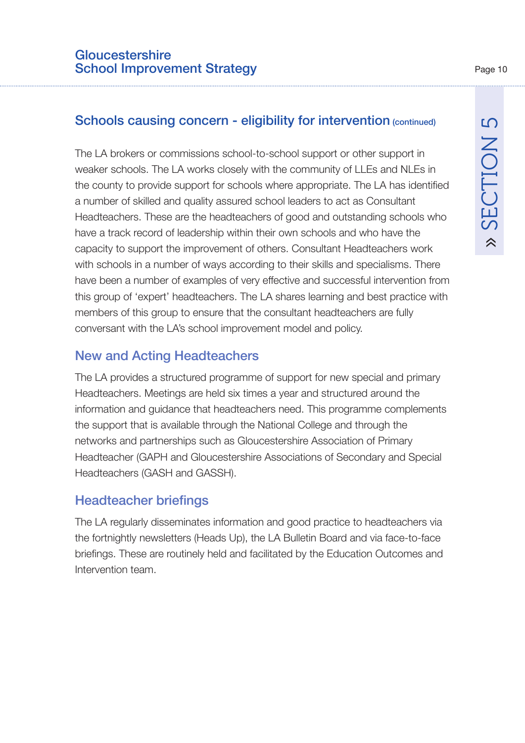## Schools causing concern - eligibility for intervention (continued)

The LA brokers or commissions school-to-school support or other support in weaker schools. The LA works closely with the community of LLEs and NLEs in the county to provide support for schools where appropriate. The LA has identified a number of skilled and quality assured school leaders to act as Consultant Headteachers. These are the headteachers of good and outstanding schools who have a track record of leadership within their own schools and who have the capacity to support the improvement of others. Consultant Headteachers work with schools in a number of ways according to their skills and specialisms. There have been a number of examples of very effective and successful intervention from this group of 'expert' headteachers. The LA shares learning and best practice with members of this group to ensure that the consultant headteachers are fully conversant with the LA's school improvement model and policy.

### New and Acting Headteachers

The LA provides a structured programme of support for new special and primary Headteachers. Meetings are held six times a year and structured around the information and guidance that headteachers need. This programme complements the support that is available through the National College and through the networks and partnerships such as Gloucestershire Association of Primary Headteacher (GAPH and Gloucestershire Associations of Secondary and Special Headteachers (GASH and GASSH).

### Headteacher briefings

The LA regularly disseminates information and good practice to headteachers via the fortnightly newsletters (Heads Up), the LA Bulletin Board and via face-to-face briefings. These are routinely held and facilitated by the Education Outcomes and Intervention team.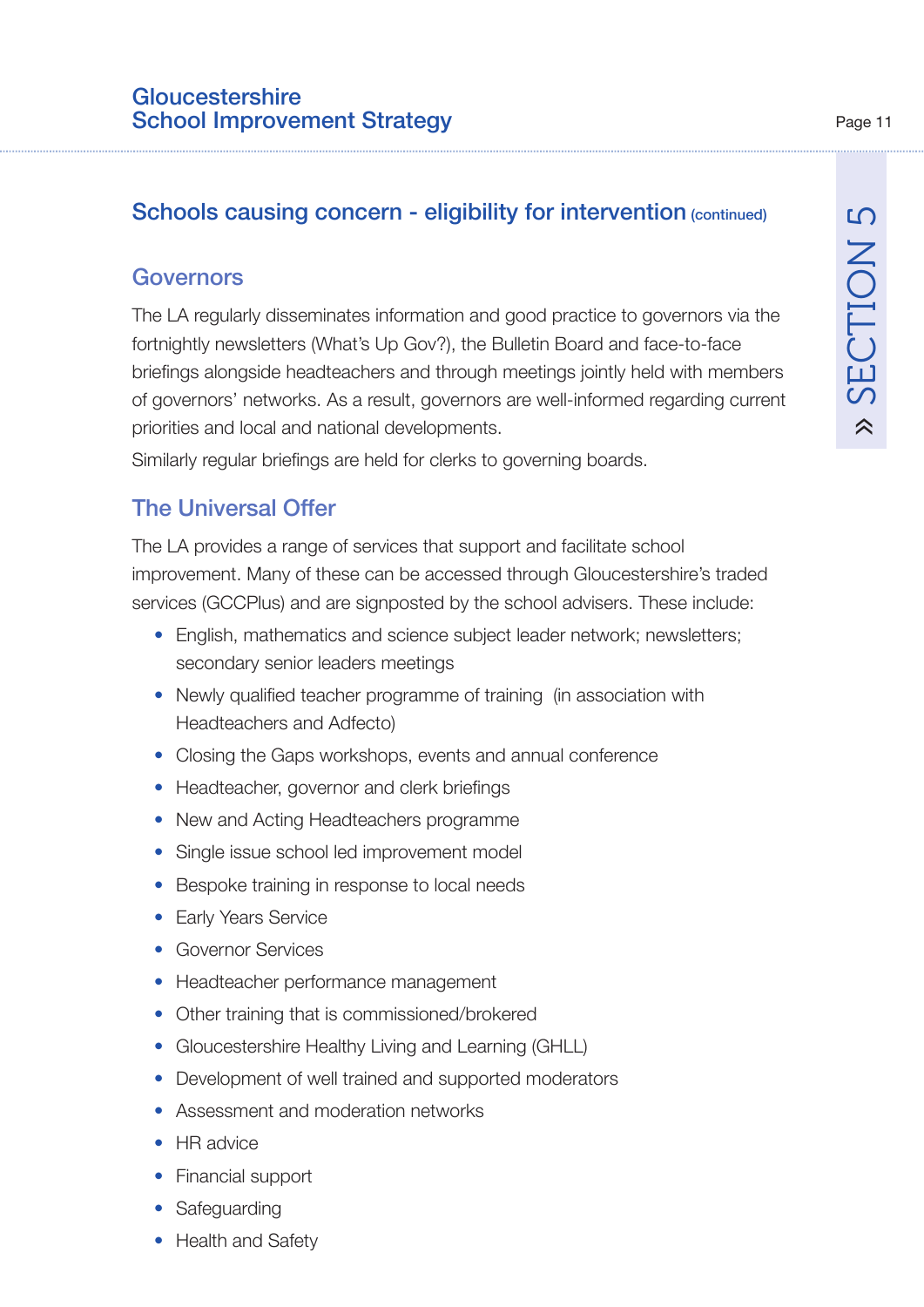## Schools causing concern - eligibility for intervention (continued)

### Governors

The LA regularly disseminates information and good practice to governors via the fortnightly newsletters (What's Up Gov?), the Bulletin Board and face-to-face briefings alongside headteachers and through meetings jointly held with members of governors' networks. As a result, governors are well-informed regarding current priorities and local and national developments.

Similarly regular briefings are held for clerks to governing boards.

### The Universal Offer

The LA provides a range of services that support and facilitate school improvement. Many of these can be accessed through Gloucestershire's traded services (GCCPlus) and are signposted by the school advisers. These include:

- English, mathematics and science subject leader network; newsletters; secondary senior leaders meetings
- Newly qualified teacher programme of training (in association with Headteachers and Adfecto)
- Closing the Gaps workshops, events and annual conference
- Headteacher, governor and clerk briefings
- New and Acting Headteachers programme
- Single issue school led improvement model
- Bespoke training in response to local needs
- Early Years Service
- Governor Services
- Headteacher performance management
- Other training that is commissioned/brokered
- Gloucestershire Healthy Living and Learning (GHLL)
- Development of well trained and supported moderators
- Assessment and moderation networks
- HR advice
- Financial support
- Safeguarding
- Health and Safety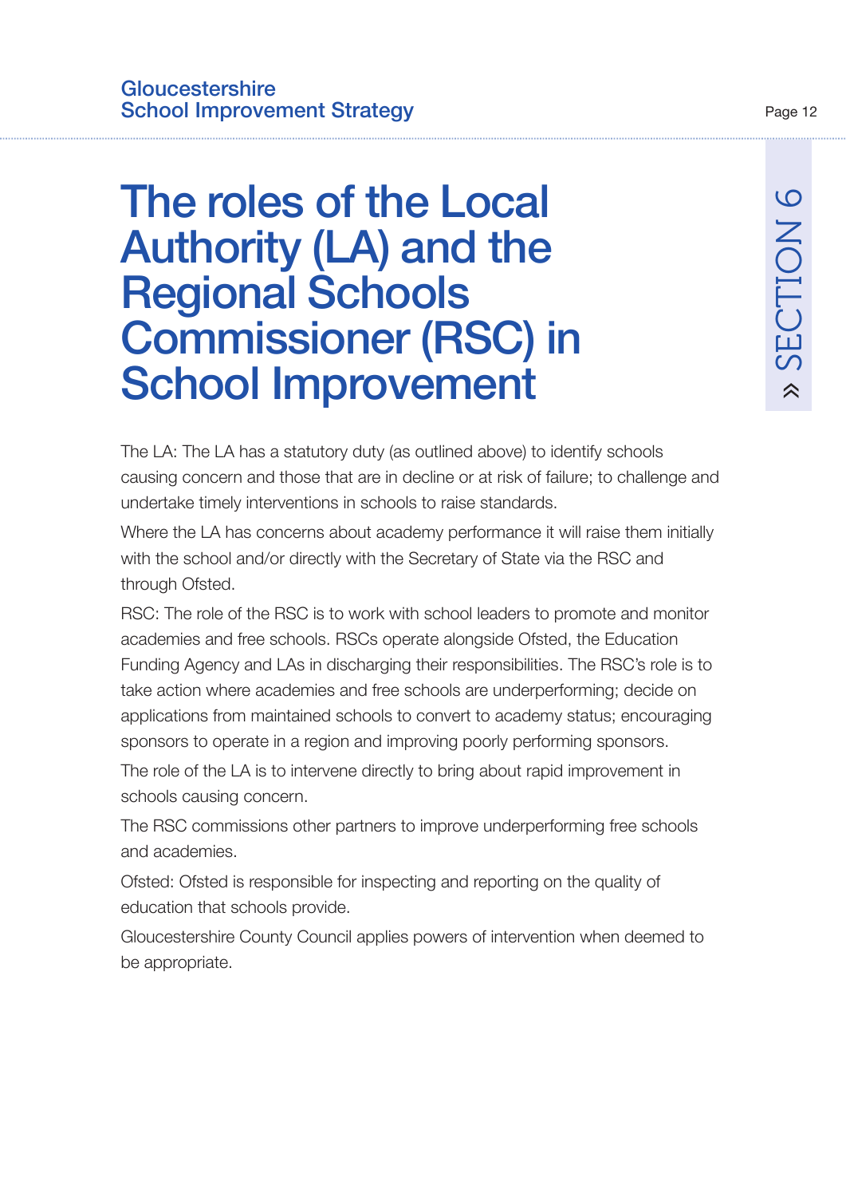# The roles of the Local Authority (LA) and the Regional Schools Commissioner (RSC) in School Improvement

The LA: The LA has a statutory duty (as outlined above) to identify schools causing concern and those that are in decline or at risk of failure; to challenge and undertake timely interventions in schools to raise standards.

Where the LA has concerns about academy performance it will raise them initially with the school and/or directly with the Secretary of State via the RSC and through Ofsted.

RSC: The role of the RSC is to work with school leaders to promote and monitor academies and free schools. RSCs operate alongside Ofsted, the Education Funding Agency and LAs in discharging their responsibilities. The RSC's role is to take action where academies and free schools are underperforming; decide on applications from maintained schools to convert to academy status; encouraging sponsors to operate in a region and improving poorly performing sponsors.

The role of the LA is to intervene directly to bring about rapid improvement in schools causing concern.

The RSC commissions other partners to improve underperforming free schools and academies.

Ofsted: Ofsted is responsible for inspecting and reporting on the quality of education that schools provide.

Gloucestershire County Council applies powers of intervention when deemed to be appropriate.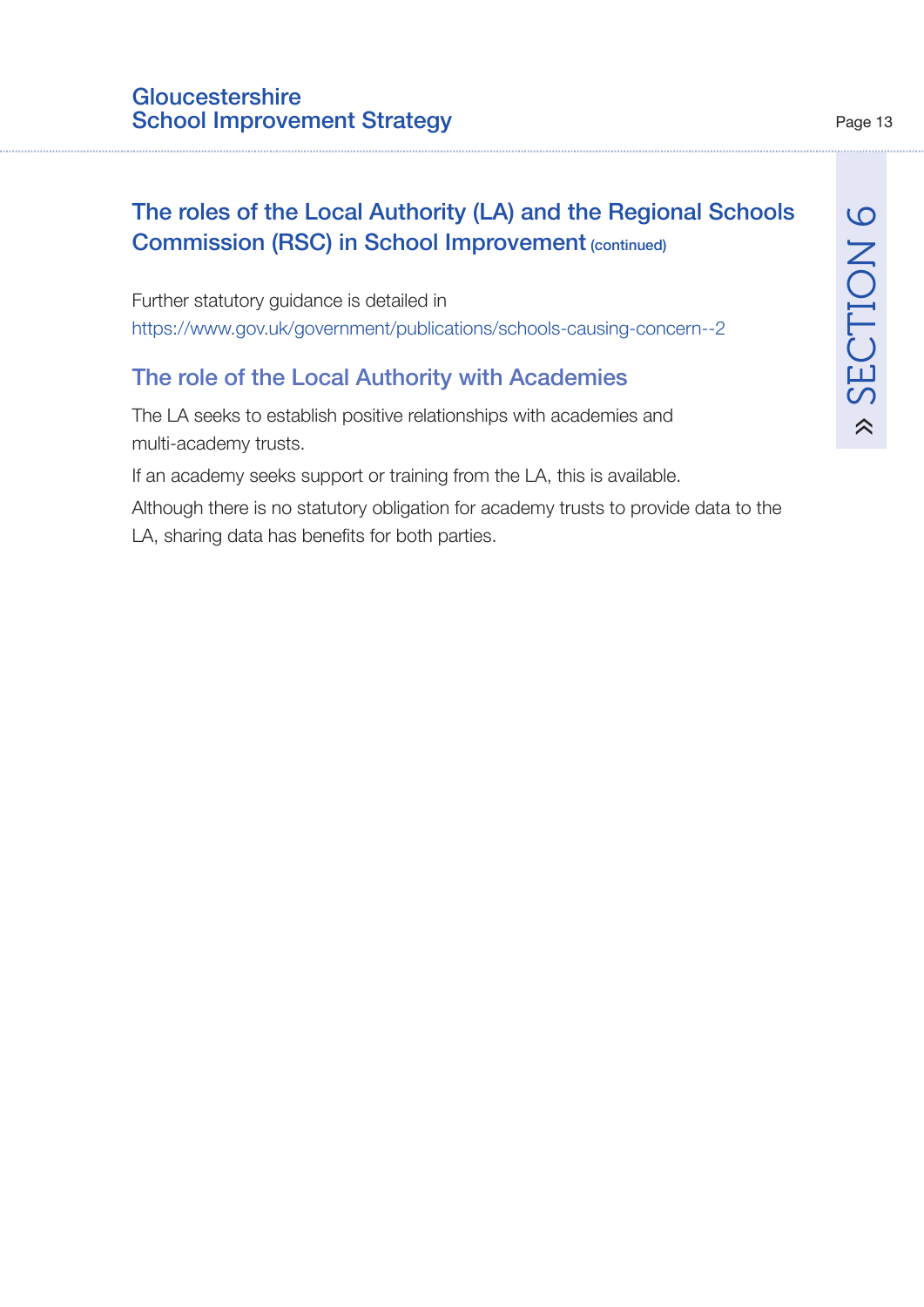## The roles of the Local Authority (LA) and the Regional Schools Commission (RSC) in School Improvement (continued)

Further statutory guidance is detailed in
https://www.gov.uk/government/publications/schools-causing-concern--2

### The role of the Local Authority with Academies

The LA seeks to establish positive relationships with academies and multi-academy trusts.

If an academy seeks support or training from the LA, this is available.

Although there is no statutory obligation for academy trusts to provide data to the LA, sharing data has benefits for both parties.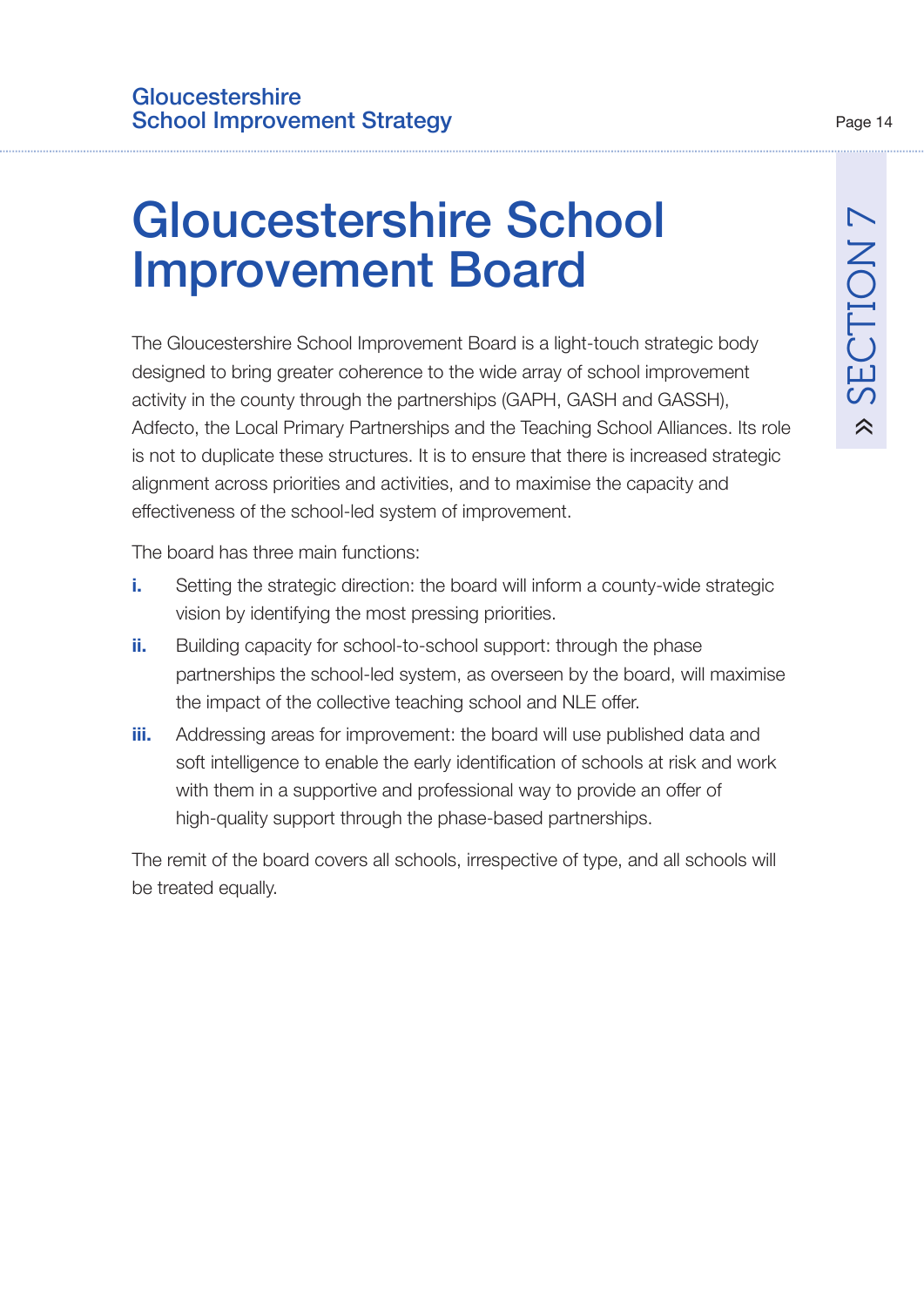# Gloucestershire School Improvement Board

The Gloucestershire School Improvement Board is a light-touch strategic body designed to bring greater coherence to the wide array of school improvement activity in the county through the partnerships (GAPH, GASH and GASSH), Adfecto, the Local Primary Partnerships and the Teaching School Alliances. Its role is not to duplicate these structures. It is to ensure that there is increased strategic alignment across priorities and activities, and to maximise the capacity and effectiveness of the school-led system of improvement.

The board has three main functions:

**i.** Setting the strategic direction: the board will inform a county-wide strategic vision by identifying the most pressing priorities.

**ii.** Building capacity for school-to-school support: through the phase partnerships the school-led system, as overseen by the board, will maximise the impact of the collective teaching school and NLE offer.

**iii.** Addressing areas for improvement: the board will use published data and soft intelligence to enable the early identification of schools at risk and work with them in a supportive and professional way to provide an offer of high-quality support through the phase-based partnerships.

The remit of the board covers all schools, irrespective of type, and all schools will be treated equally.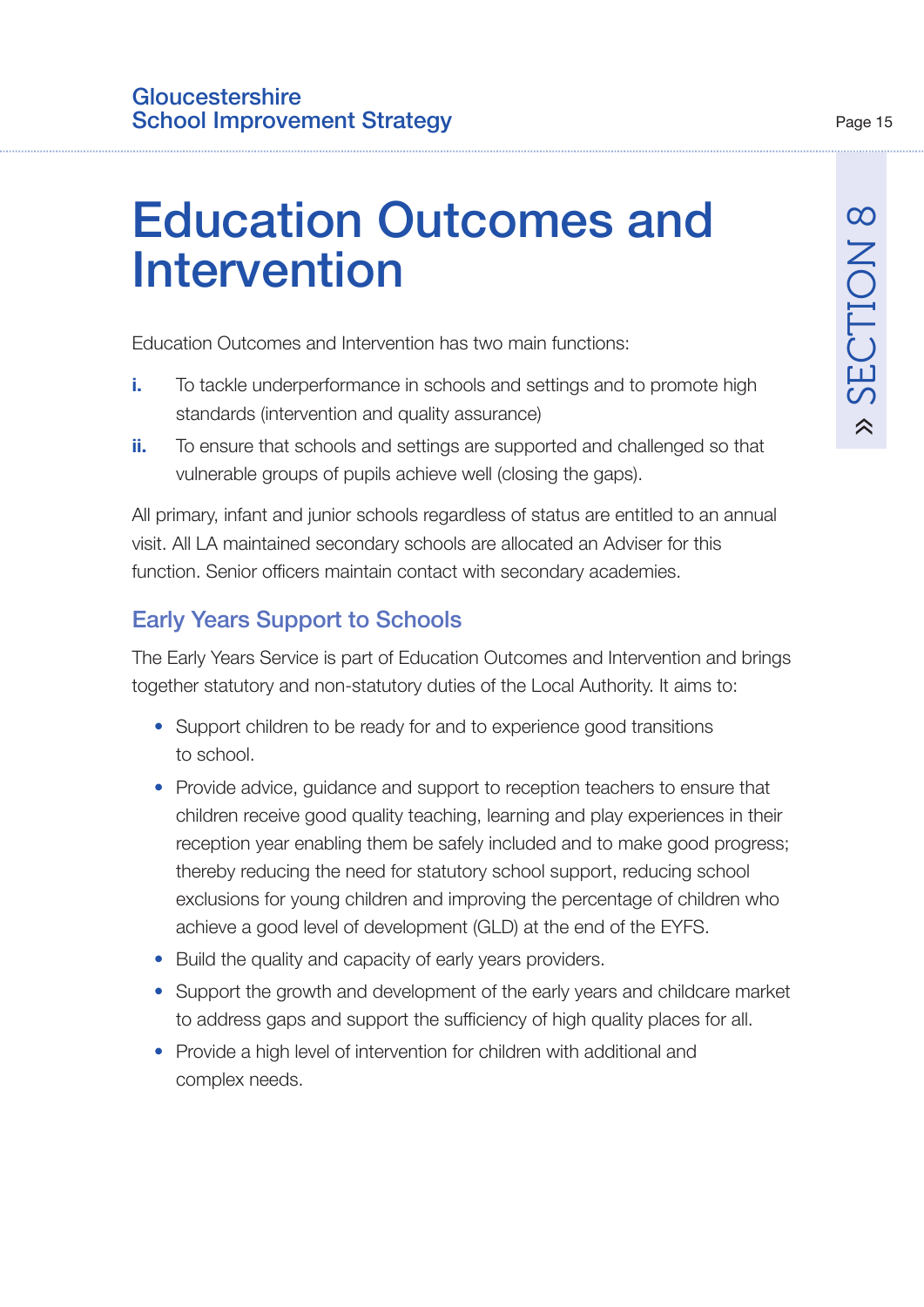# Education Outcomes and Intervention

Education Outcomes and Intervention has two main functions:

**i.** To tackle underperformance in schools and settings and to promote high standards (intervention and quality assurance)

**ii.** To ensure that schools and settings are supported and challenged so that vulnerable groups of pupils achieve well (closing the gaps).

All primary, infant and junior schools regardless of status are entitled to an annual visit. All LA maintained secondary schools are allocated an Adviser for this function. Senior officers maintain contact with secondary academies.

## Early Years Support to Schools

The Early Years Service is part of Education Outcomes and Intervention and brings together statutory and non-statutory duties of the Local Authority. It aims to:

- Support children to be ready for and to experience good transitions to school.
- Provide advice, guidance and support to reception teachers to ensure that children receive good quality teaching, learning and play experiences in their reception year enabling them be safely included and to make good progress; thereby reducing the need for statutory school support, reducing school exclusions for young children and improving the percentage of children who achieve a good level of development (GLD) at the end of the EYFS.
- Build the quality and capacity of early years providers.
- Support the growth and development of the early years and childcare market to address gaps and support the sufficiency of high quality places for all.
- Provide a high level of intervention for children with additional and complex needs.